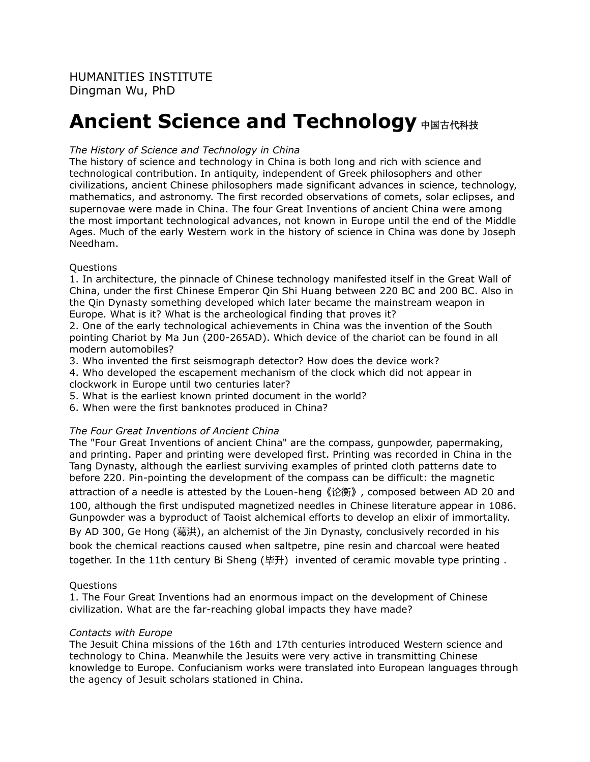HUMANITIES INSTITUTE
Dingman Wu, PhD

# Ancient Science and Technology 中国古代科技

*The History of Science and Technology in China*

The history of science and technology in China is both long and rich with science and technological contribution. In antiquity, independent of Greek philosophers and other civilizations, ancient Chinese philosophers made significant advances in science, technology, mathematics, and astronomy. The first recorded observations of comets, solar eclipses, and supernovae were made in China. The four Great Inventions of ancient China were among the most important technological advances, not known in Europe until the end of the Middle Ages. Much of the early Western work in the history of science in China was done by Joseph Needham.

Questions

1. In architecture, the pinnacle of Chinese technology manifested itself in the Great Wall of China, under the first Chinese Emperor Qin Shi Huang between 220 BC and 200 BC. Also in the Qin Dynasty something developed which later became the mainstream weapon in Europe. What is it? What is the archeological finding that proves it?
2. One of the early technological achievements in China was the invention of the South pointing Chariot by Ma Jun (200-265AD). Which device of the chariot can be found in all modern automobiles?
3. Who invented the first seismograph detector? How does the device work?
4. Who developed the escapement mechanism of the clock which did not appear in clockwork in Europe until two centuries later?
5. What is the earliest known printed document in the world?
6. When were the first banknotes produced in China?

*The Four Great Inventions of Ancient China*

The "Four Great Inventions of ancient China" are the compass, gunpowder, papermaking, and printing. Paper and printing were developed first. Printing was recorded in China in the Tang Dynasty, although the earliest surviving examples of printed cloth patterns date to before 220. Pin-pointing the development of the compass can be difficult: the magnetic attraction of a needle is attested by the Louen-heng《论衡》, composed between AD 20 and 100, although the first undisputed magnetized needles in Chinese literature appear in 1086. Gunpowder was a byproduct of Taoist alchemical efforts to develop an elixir of immortality. By AD 300, Ge Hong (葛洪), an alchemist of the Jin Dynasty, conclusively recorded in his book the chemical reactions caused when saltpetre, pine resin and charcoal were heated together. In the 11th century Bi Sheng (毕升) invented of ceramic movable type printing .

Questions

1. The Four Great Inventions had an enormous impact on the development of Chinese civilization. What are the far-reaching global impacts they have made?

*Contacts with Europe*

The Jesuit China missions of the 16th and 17th centuries introduced Western science and technology to China. Meanwhile the Jesuits were very active in transmitting Chinese knowledge to Europe. Confucianism works were translated into European languages through the agency of Jesuit scholars stationed in China.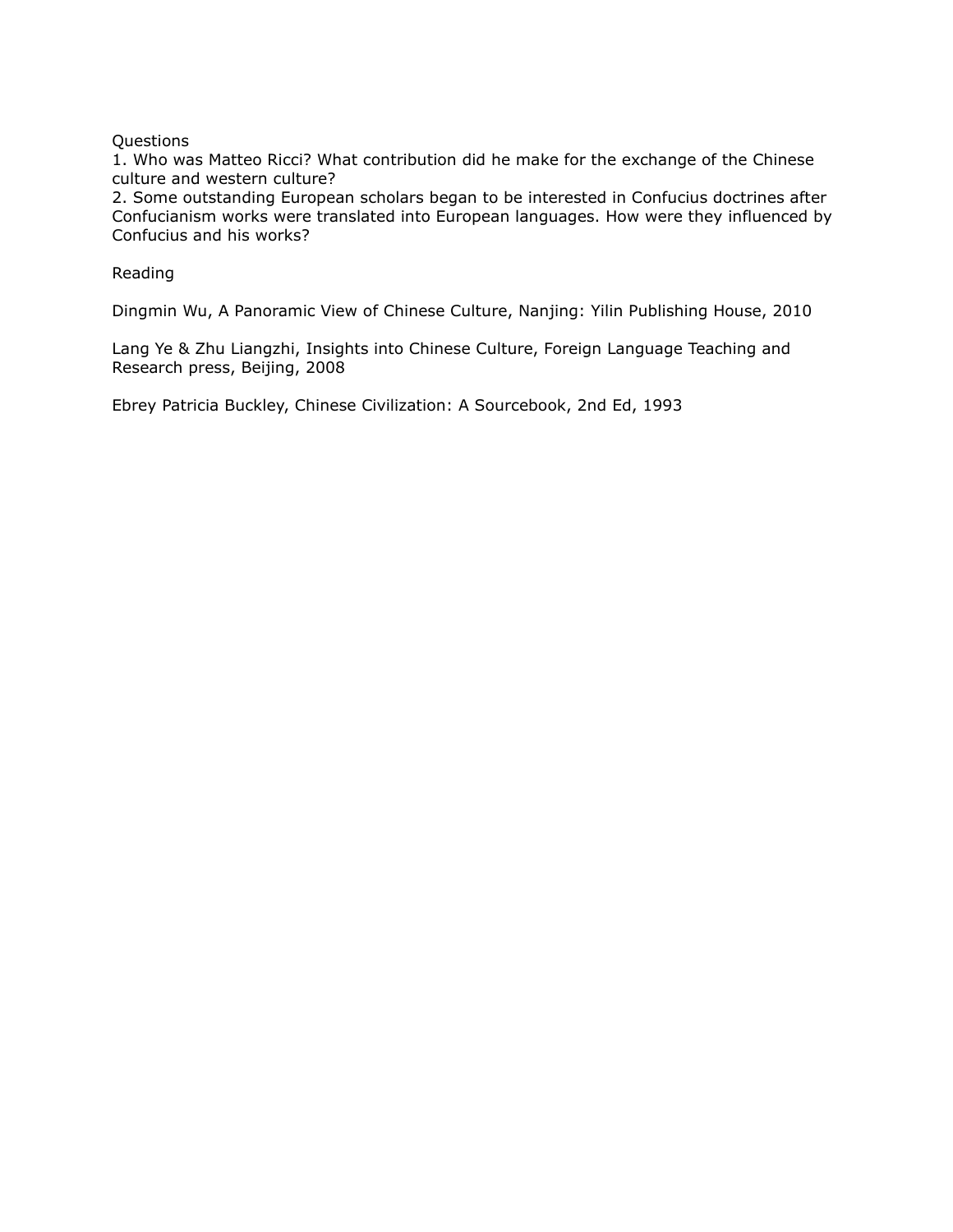Questions

1. Who was Matteo Ricci? What contribution did he make for the exchange of the Chinese culture and western culture?
2. Some outstanding European scholars began to be interested in Confucius doctrines after Confucianism works were translated into European languages. How were they influenced by Confucius and his works?

Reading

Dingmin Wu, A Panoramic View of Chinese Culture, Nanjing: Yilin Publishing House, 2010

Lang Ye & Zhu Liangzhi, Insights into Chinese Culture, Foreign Language Teaching and Research press, Beijing, 2008

Ebrey Patricia Buckley, Chinese Civilization: A Sourcebook, 2nd Ed, 1993